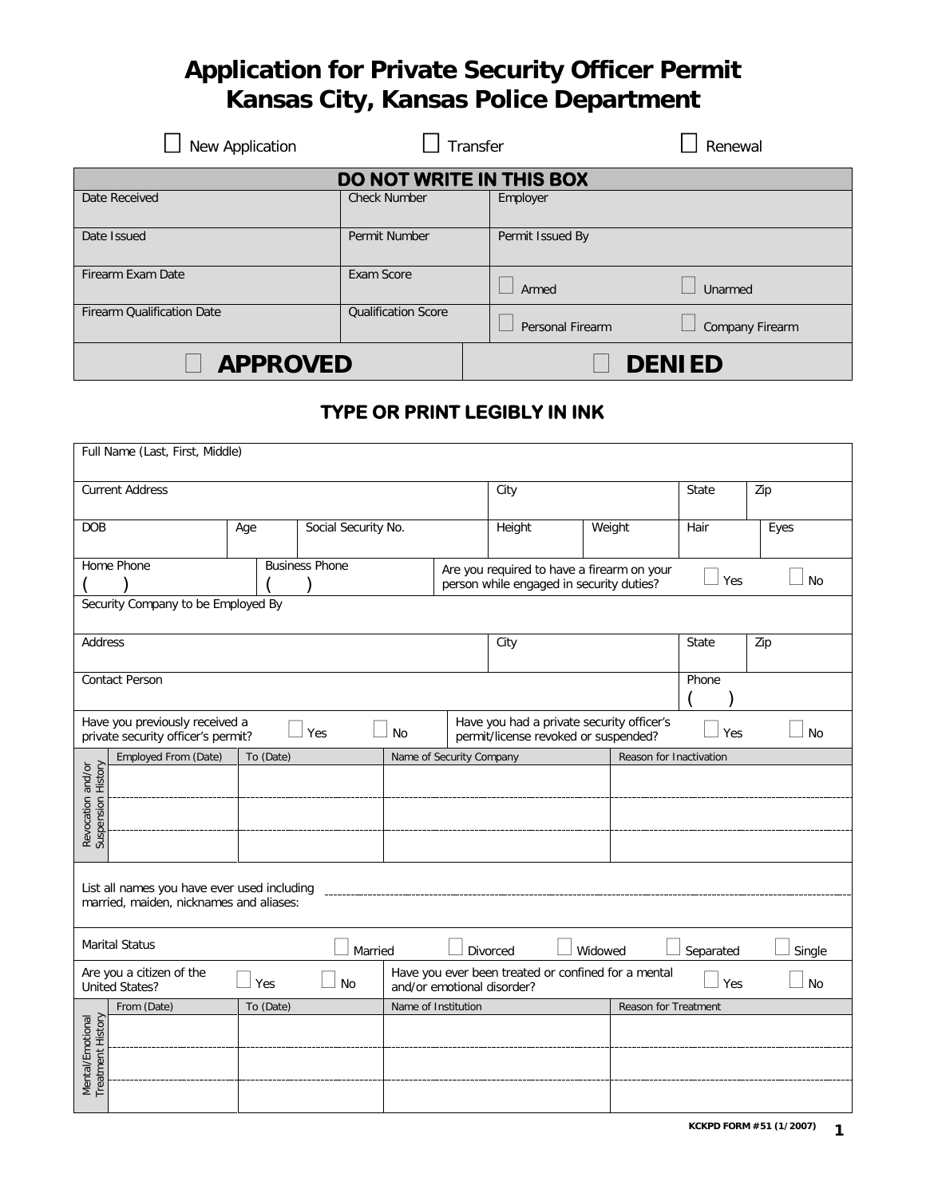# Application for Private Security Officer Permit
# Kansas City, Kansas Police Department

☐ New Application ☐ Transfer ☐ Renewal

| DO NOT WRITE IN THIS BOX | | | |
|---|---|---|---|
| Date Received | Check Number | Employer | |
| Date Issued | Permit Number | Permit Issued By | |
| Firearm Exam Date | Exam Score | ☐ Armed | ☐ Unarmed |
| Firearm Qualification Date | Qualification Score | ☐ Personal Firearm | ☐ Company Firearm |
| ☐ **APPROVED** | | ☐ **DENIED** | |

## TYPE OR PRINT LEGIBLY IN INK

| | | | | | | | |
|---|---|---|---|---|---|---|---|
| Full Name (Last, First, Middle) | | | | | | | |
| Current Address | | | | City | | State | Zip |
| DOB | Age | Social Security No. | | Height | Weight | Hair | Eyes |
| Home Phone ( ) | Business Phone ( ) | Are you required to have a firearm on your person while engaged in security duties? | | | | ☐ Yes | ☐ No |
| Security Company to be Employed By | | | | | | | |
| Address | | | | City | | State | Zip |
| Contact Person | | | | | | Phone ( ) | |
| Have you previously received a private security officer's permit? | ☐ Yes | ☐ No | Have you had a private security officer's permit/license revoked or suspended? | | | ☐ Yes | ☐ No |

**Revocation and/or Suspension History**

| Employed From (Date) | To (Date) | Name of Security Company | Reason for Inactivation |
|---|---|---|---|
| | | | |
| | | | |
| | | | |

List all names you have ever used including married, maiden, nicknames and aliases: ____________________

| | | | | | |
|---|---|---|---|---|---|
| Marital Status | ☐ Married | ☐ Divorced | ☐ Widowed | ☐ Separated | ☐ Single |

| | | | | | |
|---|---|---|---|---|---|
| Are you a citizen of the United States? | ☐ Yes | ☐ No | Have you ever been treated or confined for a mental and/or emotional disorder? | ☐ Yes | ☐ No |

**Mental/Emotional Treatment History**

| From (Date) | To (Date) | Name of Institution | Reason for Treatment |
|---|---|---|---|
| | | | |
| | | | |
| | | | |

KCKPD FORM #51 (1/2007)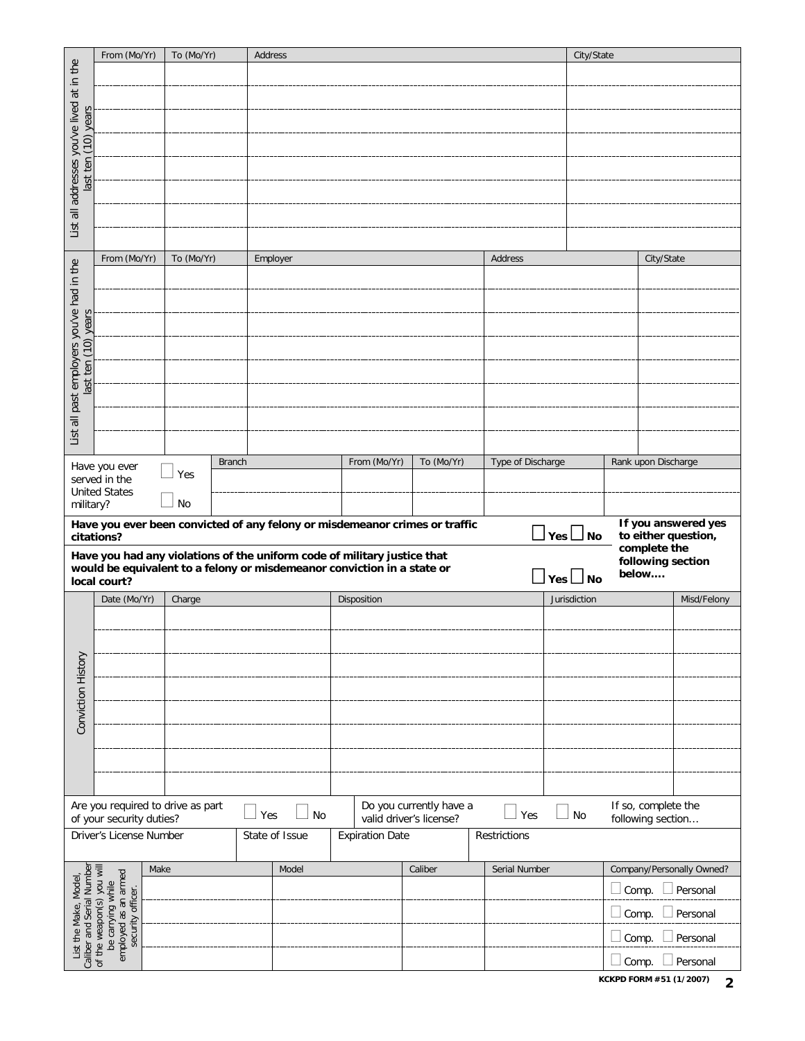**List all addresses you've lived at in the last ten (10) years**

| From (Mo/Yr) | To (Mo/Yr) | Address | City/State |
|---|---|---|---|
| | | | |
| | | | |
| | | | |
| | | | |
| | | | |
| | | | |
| | | | |
| | | | |

**List all past employers you've had in the last ten (10) years**

| From (Mo/Yr) | To (Mo/Yr) | Employer | Address | City/State |
|---|---|---|---|---|
| | | | | |
| | | | | |
| | | | | |
| | | | | |
| | | | | |
| | | | | |
| | | | | |
| | | | | |

| Have you ever served in the United States military? | | Branch | From (Mo/Yr) | To (Mo/Yr) | Type of Discharge | Rank upon Discharge |
|---|---|---|---|---|---|---|
| | ☐ Yes | | | | | |
| | ☐ No | | | | | |

**Have you ever been convicted of any felony or misdemeanor crimes or traffic citations?** ☐ **Yes** ☐ **No**

**Have you had any violations of the uniform code of military justice that would be equivalent to a felony or misdemeanor conviction in a state or local court?** ☐ **Yes** ☐ **No**

**If you answered yes to either question, complete the following section below….**

**Conviction History**

| Date (Mo/Yr) | Charge | Disposition | Jurisdiction | Misd/Felony |
|---|---|---|---|---|
| | | | | |
| | | | | |
| | | | | |
| | | | | |
| | | | | |
| | | | | |
| | | | | |
| | | | | |

Are you required to drive as part of your security duties? ☐ Yes ☐ No

Do you currently have a valid driver's license? ☐ Yes ☐ No

If so, complete the following section…

| Driver's License Number | State of Issue | Expiration Date | Restrictions |
|---|---|---|---|
| | | | |

**List the Make, Model, Caliber and Serial Number of the weapon(s) you will be carrying while employed as an armed security officer.**

| Make | Model | Caliber | Serial Number | Company/Personally Owned? |
|---|---|---|---|---|
| | | | | ☐ Comp. ☐ Personal |
| | | | | ☐ Comp. ☐ Personal |
| | | | | ☐ Comp. ☐ Personal |
| | | | | ☐ Comp. ☐ Personal |

**KCKPD FORM #51 (1/2007)**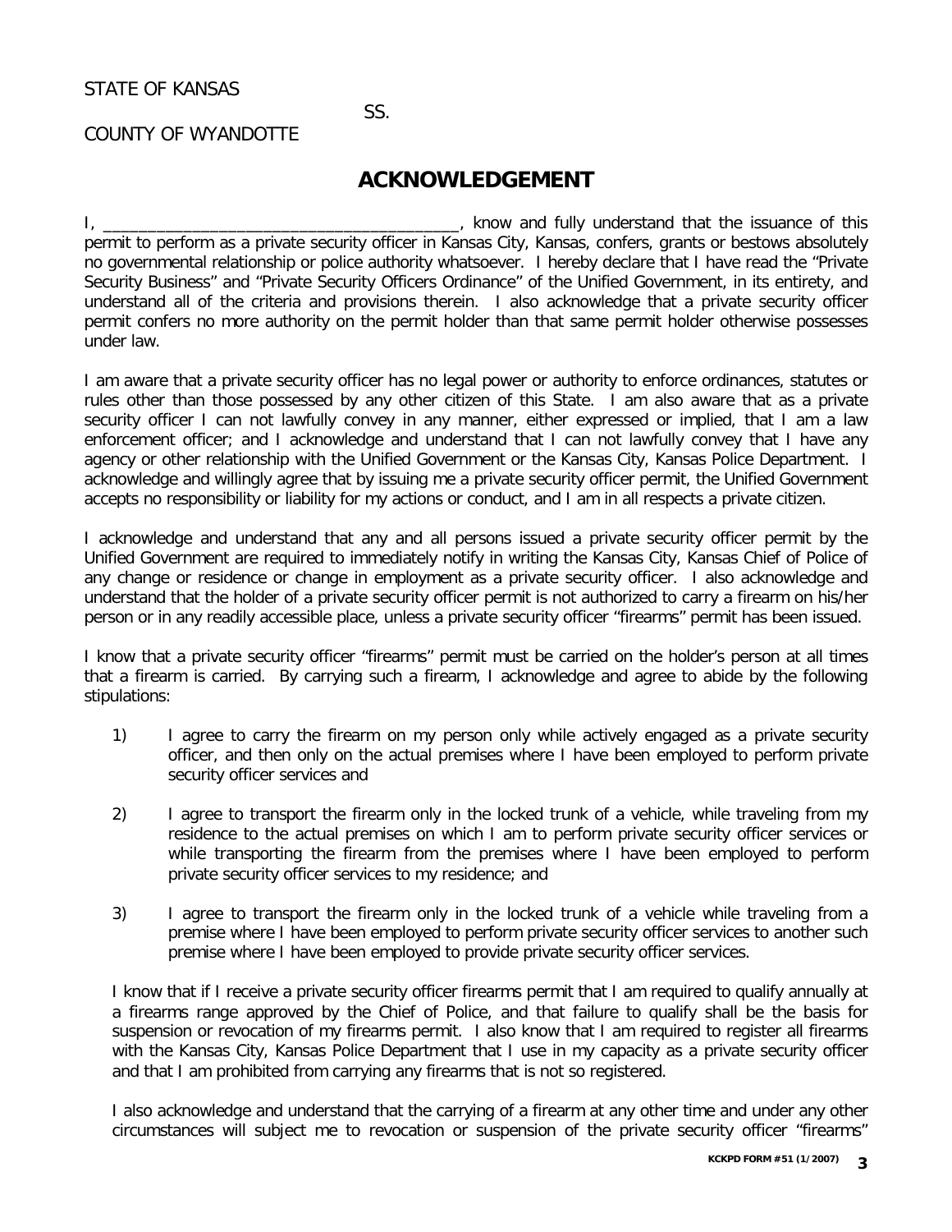STATE OF KANSAS

SS.

COUNTY OF WYANDOTTE

# ACKNOWLEDGEMENT

I, ________________________________________, know and fully understand that the issuance of this permit to perform as a private security officer in Kansas City, Kansas, confers, grants or bestows absolutely no governmental relationship or police authority whatsoever. I hereby declare that I have read the "Private Security Business" and "Private Security Officers Ordinance" of the Unified Government, in its entirety, and understand all of the criteria and provisions therein. I also acknowledge that a private security officer permit confers no more authority on the permit holder than that same permit holder otherwise possesses under law.

I am aware that a private security officer has no legal power or authority to enforce ordinances, statutes or rules other than those possessed by any other citizen of this State. I am also aware that as a private security officer I can not lawfully convey in any manner, either expressed or implied, that I am a law enforcement officer; and I acknowledge and understand that I can not lawfully convey that I have any agency or other relationship with the Unified Government or the Kansas City, Kansas Police Department. I acknowledge and willingly agree that by issuing me a private security officer permit, the Unified Government accepts no responsibility or liability for my actions or conduct, and I am in all respects a private citizen.

I acknowledge and understand that any and all persons issued a private security officer permit by the Unified Government are required to immediately notify in writing the Kansas City, Kansas Chief of Police of any change or residence or change in employment as a private security officer. I also acknowledge and understand that the holder of a private security officer permit is not authorized to carry a firearm on his/her person or in any readily accessible place, unless a private security officer "firearms" permit has been issued.

I know that a private security officer "firearms" permit must be carried on the holder's person at all times that a firearm is carried. By carrying such a firearm, I acknowledge and agree to abide by the following stipulations:

1) I agree to carry the firearm on my person only while actively engaged as a private security officer, and then only on the actual premises where I have been employed to perform private security officer services and

2) I agree to transport the firearm only in the locked trunk of a vehicle, while traveling from my residence to the actual premises on which I am to perform private security officer services or while transporting the firearm from the premises where I have been employed to perform private security officer services to my residence; and

3) I agree to transport the firearm only in the locked trunk of a vehicle while traveling from a premise where I have been employed to perform private security officer services to another such premise where I have been employed to provide private security officer services.

I know that if I receive a private security officer firearms permit that I am required to qualify annually at a firearms range approved by the Chief of Police, and that failure to qualify shall be the basis for suspension or revocation of my firearms permit. I also know that I am required to register all firearms with the Kansas City, Kansas Police Department that I use in my capacity as a private security officer and that I am prohibited from carrying any firearms that is not so registered.

I also acknowledge and understand that the carrying of a firearm at any other time and under any other circumstances will subject me to revocation or suspension of the private security officer "firearms"

KCKPD FORM #51 (1/2007)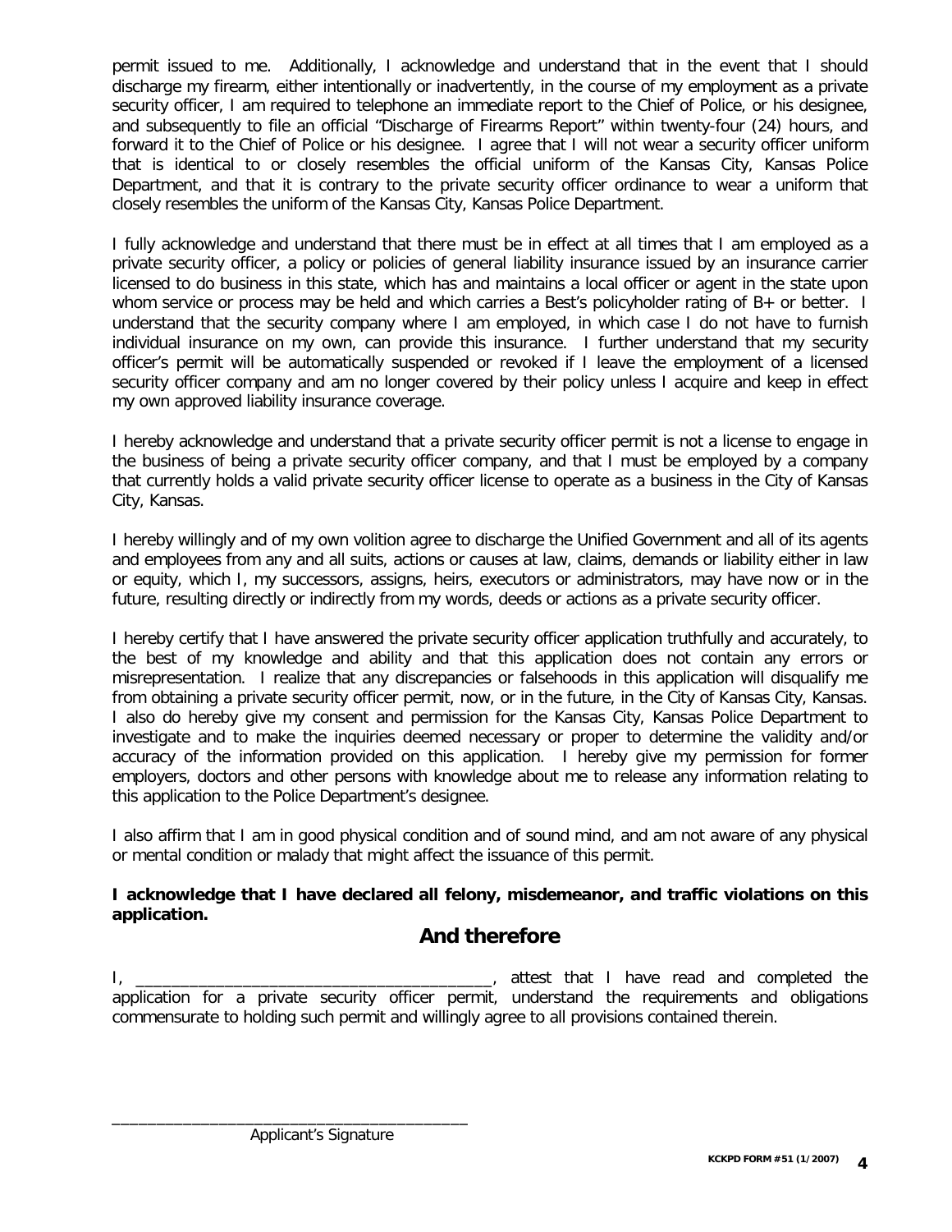permit issued to me. Additionally, I acknowledge and understand that in the event that I should discharge my firearm, either intentionally or inadvertently, in the course of my employment as a private security officer, I am required to telephone an immediate report to the Chief of Police, or his designee, and subsequently to file an official "Discharge of Firearms Report" within twenty-four (24) hours, and forward it to the Chief of Police or his designee. I agree that I will not wear a security officer uniform that is identical to or closely resembles the official uniform of the Kansas City, Kansas Police Department, and that it is contrary to the private security officer ordinance to wear a uniform that closely resembles the uniform of the Kansas City, Kansas Police Department.

I fully acknowledge and understand that there must be in effect at all times that I am employed as a private security officer, a policy or policies of general liability insurance issued by an insurance carrier licensed to do business in this state, which has and maintains a local officer or agent in the state upon whom service or process may be held and which carries a Best's policyholder rating of B+ or better. I understand that the security company where I am employed, in which case I do not have to furnish individual insurance on my own, can provide this insurance. I further understand that my security officer's permit will be automatically suspended or revoked if I leave the employment of a licensed security officer company and am no longer covered by their policy unless I acquire and keep in effect my own approved liability insurance coverage.

I hereby acknowledge and understand that a private security officer permit is not a license to engage in the business of being a private security officer company, and that I must be employed by a company that currently holds a valid private security officer license to operate as a business in the City of Kansas City, Kansas.

I hereby willingly and of my own volition agree to discharge the Unified Government and all of its agents and employees from any and all suits, actions or causes at law, claims, demands or liability either in law or equity, which I, my successors, assigns, heirs, executors or administrators, may have now or in the future, resulting directly or indirectly from my words, deeds or actions as a private security officer.

I hereby certify that I have answered the private security officer application truthfully and accurately, to the best of my knowledge and ability and that this application does not contain any errors or misrepresentation. I realize that any discrepancies or falsehoods in this application will disqualify me from obtaining a private security officer permit, now, or in the future, in the City of Kansas City, Kansas. I also do hereby give my consent and permission for the Kansas City, Kansas Police Department to investigate and to make the inquiries deemed necessary or proper to determine the validity and/or accuracy of the information provided on this application. I hereby give my permission for former employers, doctors and other persons with knowledge about me to release any information relating to this application to the Police Department's designee.

I also affirm that I am in good physical condition and of sound mind, and am not aware of any physical or mental condition or malady that might affect the issuance of this permit.

**I acknowledge that I have declared all felony, misdemeanor, and traffic violations on this application.**

## And therefore

I, ________________________________________, attest that I have read and completed the application for a private security officer permit, understand the requirements and obligations commensurate to holding such permit and willingly agree to all provisions contained therein.

__________________________________________
Applicant's Signature

KCKPD FORM #51 (1/2007)